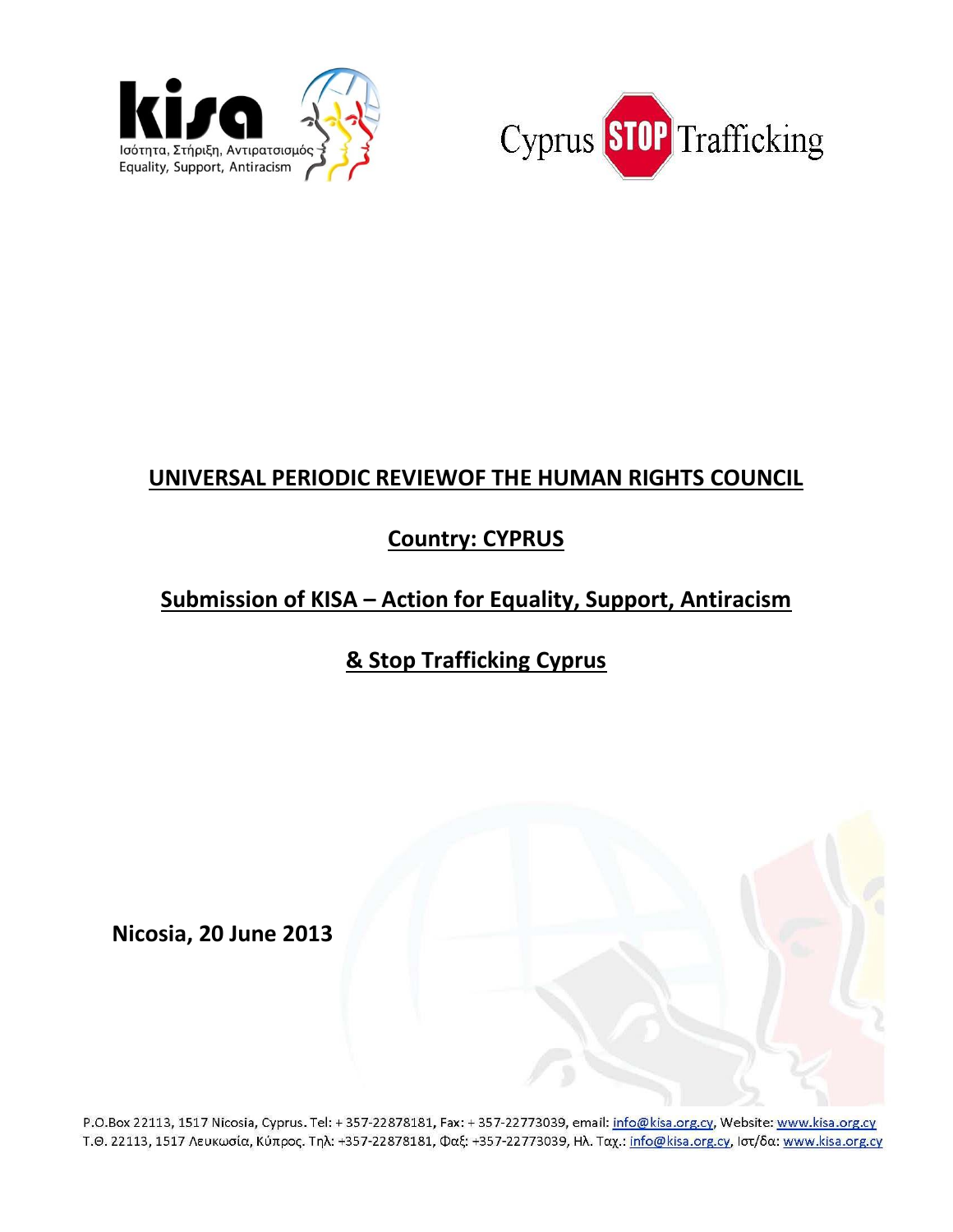kisa
Ισότητα, Στήριξη, Αντιρατσισμός
Equality, Support, Antiracism

Cyprus STOP Trafficking

# UNIVERSAL PERIODIC REVIEWOF THE HUMAN RIGHTS COUNCIL

## Country: CYPRUS

## Submission of KISA – Action for Equality, Support, Antiracism

## & Stop Trafficking Cyprus

**Nicosia, 20 June 2013**

P.O.Box 22113, 1517 Nicosia, Cyprus. Tel: + 357-22878181, Fax: + 357-22773039, email: info@kisa.org.cy, Website: www.kisa.org.cy
Τ.Θ. 22113, 1517 Λευκωσία, Κύπρος. Τηλ: +357-22878181, Φαξ: +357-22773039, Ηλ. Ταχ.: info@kisa.org.cy, Ιστ/δα: www.kisa.org.cy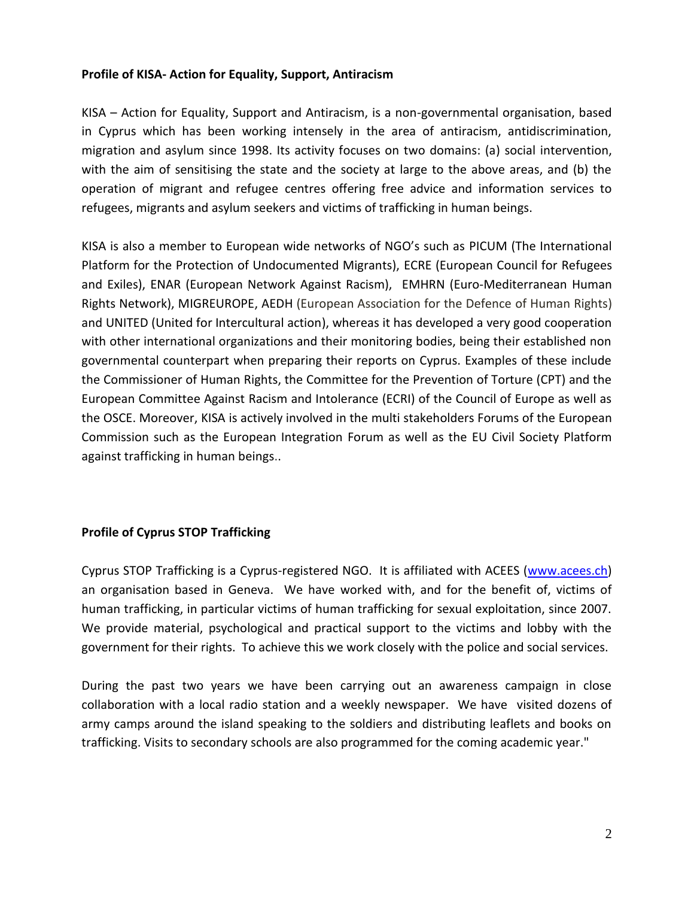**Profile of KISA- Action for Equality, Support, Antiracism**

KISA – Action for Equality, Support and Antiracism, is a non-governmental organisation, based in Cyprus which has been working intensely in the area of antiracism, antidiscrimination, migration and asylum since 1998. Its activity focuses on two domains: (a) social intervention, with the aim of sensitising the state and the society at large to the above areas, and (b) the operation of migrant and refugee centres offering free advice and information services to refugees, migrants and asylum seekers and victims of trafficking in human beings.

KISA is also a member to European wide networks of NGO's such as PICUM (The International Platform for the Protection of Undocumented Migrants), ECRE (European Council for Refugees and Exiles), ENAR (European Network Against Racism), EMHRN (Euro-Mediterranean Human Rights Network), MIGREUROPE, AEDH (European Association for the Defence of Human Rights) and UNITED (United for Intercultural action), whereas it has developed a very good cooperation with other international organizations and their monitoring bodies, being their established non governmental counterpart when preparing their reports on Cyprus. Examples of these include the Commissioner of Human Rights, the Committee for the Prevention of Torture (CPT) and the European Committee Against Racism and Intolerance (ECRI) of the Council of Europe as well as the OSCE. Moreover, KISA is actively involved in the multi stakeholders Forums of the European Commission such as the European Integration Forum as well as the EU Civil Society Platform against trafficking in human beings..

**Profile of Cyprus STOP Trafficking**

Cyprus STOP Trafficking is a Cyprus-registered NGO. It is affiliated with ACEES (www.acees.ch) an organisation based in Geneva. We have worked with, and for the benefit of, victims of human trafficking, in particular victims of human trafficking for sexual exploitation, since 2007. We provide material, psychological and practical support to the victims and lobby with the government for their rights. To achieve this we work closely with the police and social services.

During the past two years we have been carrying out an awareness campaign in close collaboration with a local radio station and a weekly newspaper. We have visited dozens of army camps around the island speaking to the soldiers and distributing leaflets and books on trafficking. Visits to secondary schools are also programmed for the coming academic year."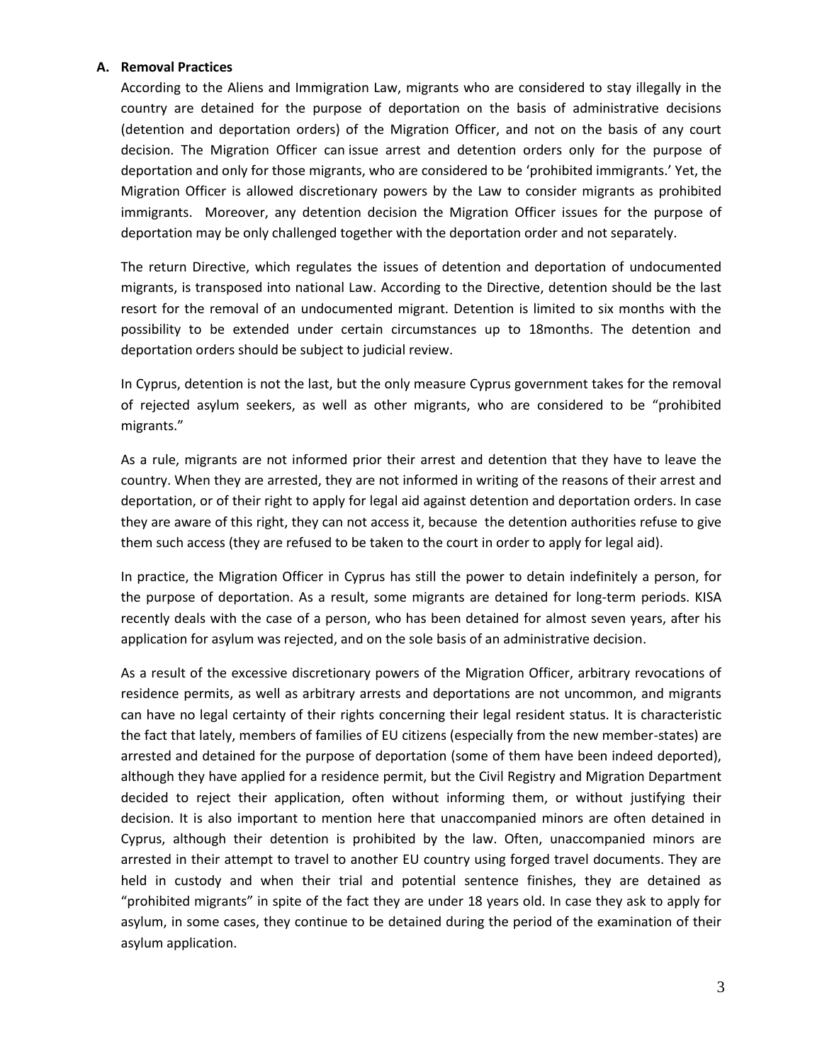## A. Removal Practices

According to the Aliens and Immigration Law, migrants who are considered to stay illegally in the country are detained for the purpose of deportation on the basis of administrative decisions (detention and deportation orders) of the Migration Officer, and not on the basis of any court decision. The Migration Officer can issue arrest and detention orders only for the purpose of deportation and only for those migrants, who are considered to be 'prohibited immigrants.' Yet, the Migration Officer is allowed discretionary powers by the Law to consider migrants as prohibited immigrants. Moreover, any detention decision the Migration Officer issues for the purpose of deportation may be only challenged together with the deportation order and not separately.

The return Directive, which regulates the issues of detention and deportation of undocumented migrants, is transposed into national Law. According to the Directive, detention should be the last resort for the removal of an undocumented migrant. Detention is limited to six months with the possibility to be extended under certain circumstances up to 18months. The detention and deportation orders should be subject to judicial review.

In Cyprus, detention is not the last, but the only measure Cyprus government takes for the removal of rejected asylum seekers, as well as other migrants, who are considered to be "prohibited migrants."

As a rule, migrants are not informed prior their arrest and detention that they have to leave the country. When they are arrested, they are not informed in writing of the reasons of their arrest and deportation, or of their right to apply for legal aid against detention and deportation orders. In case they are aware of this right, they can not access it, because the detention authorities refuse to give them such access (they are refused to be taken to the court in order to apply for legal aid).

In practice, the Migration Officer in Cyprus has still the power to detain indefinitely a person, for the purpose of deportation. As a result, some migrants are detained for long-term periods. KISA recently deals with the case of a person, who has been detained for almost seven years, after his application for asylum was rejected, and on the sole basis of an administrative decision.

As a result of the excessive discretionary powers of the Migration Officer, arbitrary revocations of residence permits, as well as arbitrary arrests and deportations are not uncommon, and migrants can have no legal certainty of their rights concerning their legal resident status. It is characteristic the fact that lately, members of families of EU citizens (especially from the new member-states) are arrested and detained for the purpose of deportation (some of them have been indeed deported), although they have applied for a residence permit, but the Civil Registry and Migration Department decided to reject their application, often without informing them, or without justifying their decision. It is also important to mention here that unaccompanied minors are often detained in Cyprus, although their detention is prohibited by the law. Often, unaccompanied minors are arrested in their attempt to travel to another EU country using forged travel documents. They are held in custody and when their trial and potential sentence finishes, they are detained as "prohibited migrants" in spite of the fact they are under 18 years old. In case they ask to apply for asylum, in some cases, they continue to be detained during the period of the examination of their asylum application.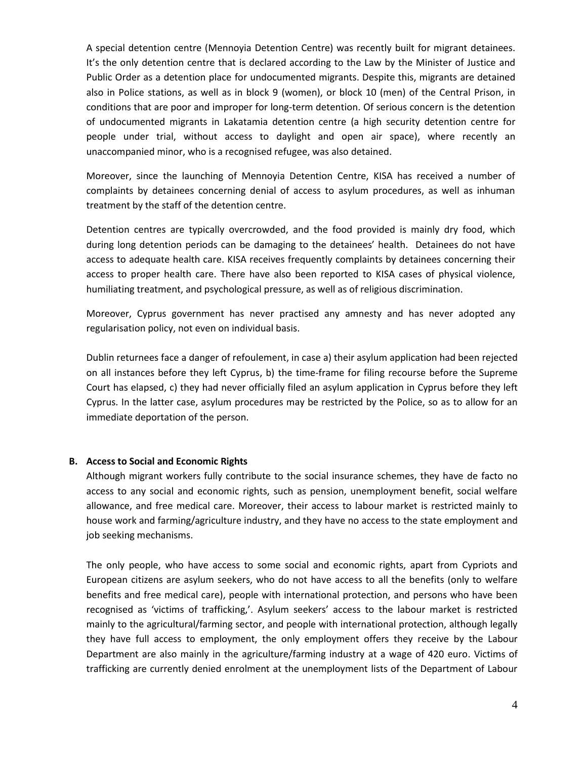A special detention centre (Mennoyia Detention Centre) was recently built for migrant detainees. It's the only detention centre that is declared according to the Law by the Minister of Justice and Public Order as a detention place for undocumented migrants. Despite this, migrants are detained also in Police stations, as well as in block 9 (women), or block 10 (men) of the Central Prison, in conditions that are poor and improper for long-term detention. Of serious concern is the detention of undocumented migrants in Lakatamia detention centre (a high security detention centre for people under trial, without access to daylight and open air space), where recently an unaccompanied minor, who is a recognised refugee, was also detained.

Moreover, since the launching of Mennoyia Detention Centre, KISA has received a number of complaints by detainees concerning denial of access to asylum procedures, as well as inhuman treatment by the staff of the detention centre.

Detention centres are typically overcrowded, and the food provided is mainly dry food, which during long detention periods can be damaging to the detainees' health. Detainees do not have access to adequate health care. KISA receives frequently complaints by detainees concerning their access to proper health care. There have also been reported to KISA cases of physical violence, humiliating treatment, and psychological pressure, as well as of religious discrimination.

Moreover, Cyprus government has never practised any amnesty and has never adopted any regularisation policy, not even on individual basis.

Dublin returnees face a danger of refoulement, in case a) their asylum application had been rejected on all instances before they left Cyprus, b) the time-frame for filing recourse before the Supreme Court has elapsed, c) they had never officially filed an asylum application in Cyprus before they left Cyprus. In the latter case, asylum procedures may be restricted by the Police, so as to allow for an immediate deportation of the person.

## B. Access to Social and Economic Rights

Although migrant workers fully contribute to the social insurance schemes, they have de facto no access to any social and economic rights, such as pension, unemployment benefit, social welfare allowance, and free medical care. Moreover, their access to labour market is restricted mainly to house work and farming/agriculture industry, and they have no access to the state employment and job seeking mechanisms.

The only people, who have access to some social and economic rights, apart from Cypriots and European citizens are asylum seekers, who do not have access to all the benefits (only to welfare benefits and free medical care), people with international protection, and persons who have been recognised as 'victims of trafficking,'. Asylum seekers' access to the labour market is restricted mainly to the agricultural/farming sector, and people with international protection, although legally they have full access to employment, the only employment offers they receive by the Labour Department are also mainly in the agriculture/farming industry at a wage of 420 euro. Victims of trafficking are currently denied enrolment at the unemployment lists of the Department of Labour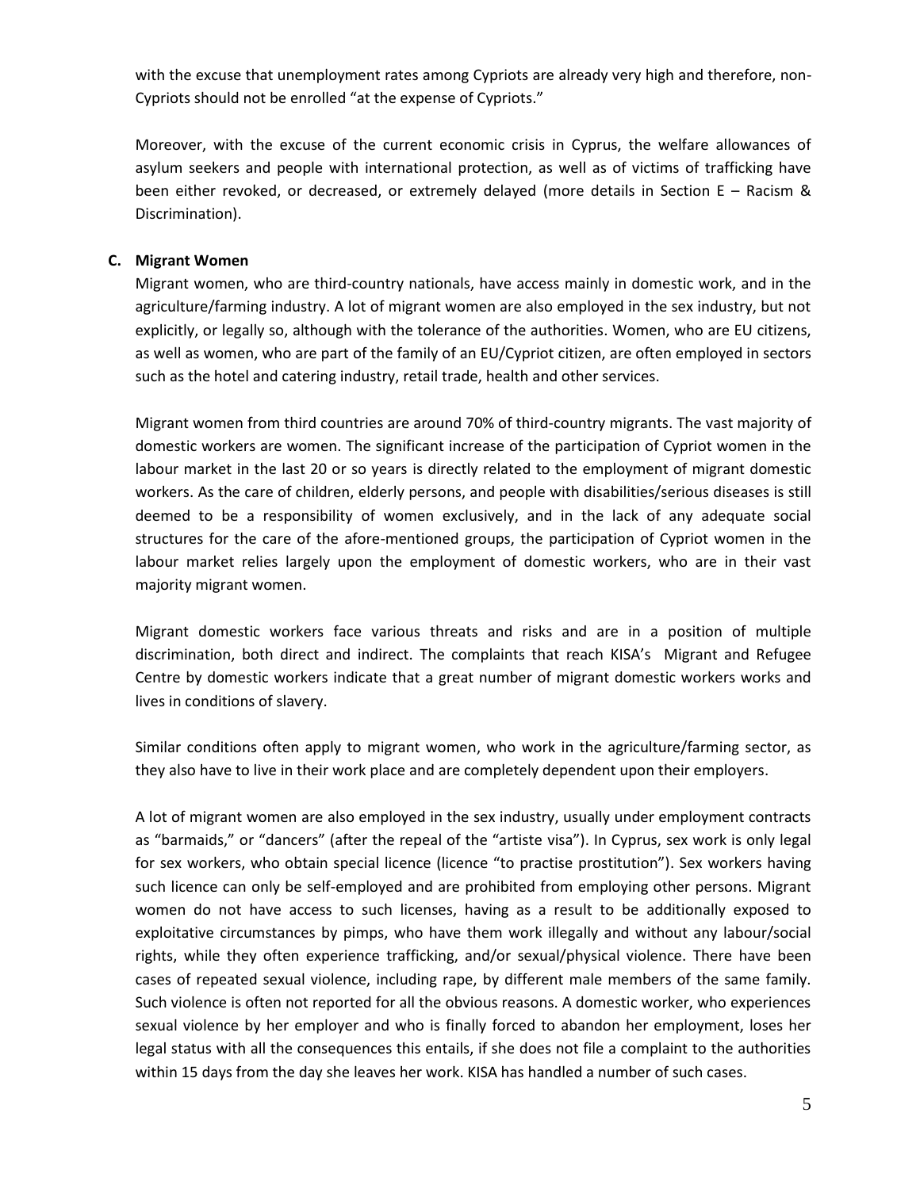with the excuse that unemployment rates among Cypriots are already very high and therefore, non-Cypriots should not be enrolled "at the expense of Cypriots."

Moreover, with the excuse of the current economic crisis in Cyprus, the welfare allowances of asylum seekers and people with international protection, as well as of victims of trafficking have been either revoked, or decreased, or extremely delayed (more details in Section E – Racism & Discrimination).

**C. Migrant Women**

Migrant women, who are third-country nationals, have access mainly in domestic work, and in the agriculture/farming industry. A lot of migrant women are also employed in the sex industry, but not explicitly, or legally so, although with the tolerance of the authorities. Women, who are EU citizens, as well as women, who are part of the family of an EU/Cypriot citizen, are often employed in sectors such as the hotel and catering industry, retail trade, health and other services.

Migrant women from third countries are around 70% of third-country migrants. The vast majority of domestic workers are women. The significant increase of the participation of Cypriot women in the labour market in the last 20 or so years is directly related to the employment of migrant domestic workers. As the care of children, elderly persons, and people with disabilities/serious diseases is still deemed to be a responsibility of women exclusively, and in the lack of any adequate social structures for the care of the afore-mentioned groups, the participation of Cypriot women in the labour market relies largely upon the employment of domestic workers, who are in their vast majority migrant women.

Migrant domestic workers face various threats and risks and are in a position of multiple discrimination, both direct and indirect. The complaints that reach KISA's Migrant and Refugee Centre by domestic workers indicate that a great number of migrant domestic workers works and lives in conditions of slavery.

Similar conditions often apply to migrant women, who work in the agriculture/farming sector, as they also have to live in their work place and are completely dependent upon their employers.

A lot of migrant women are also employed in the sex industry, usually under employment contracts as "barmaids," or "dancers" (after the repeal of the "artiste visa"). In Cyprus, sex work is only legal for sex workers, who obtain special licence (licence "to practise prostitution"). Sex workers having such licence can only be self-employed and are prohibited from employing other persons. Migrant women do not have access to such licenses, having as a result to be additionally exposed to exploitative circumstances by pimps, who have them work illegally and without any labour/social rights, while they often experience trafficking, and/or sexual/physical violence. There have been cases of repeated sexual violence, including rape, by different male members of the same family. Such violence is often not reported for all the obvious reasons. A domestic worker, who experiences sexual violence by her employer and who is finally forced to abandon her employment, loses her legal status with all the consequences this entails, if she does not file a complaint to the authorities within 15 days from the day she leaves her work. KISA has handled a number of such cases.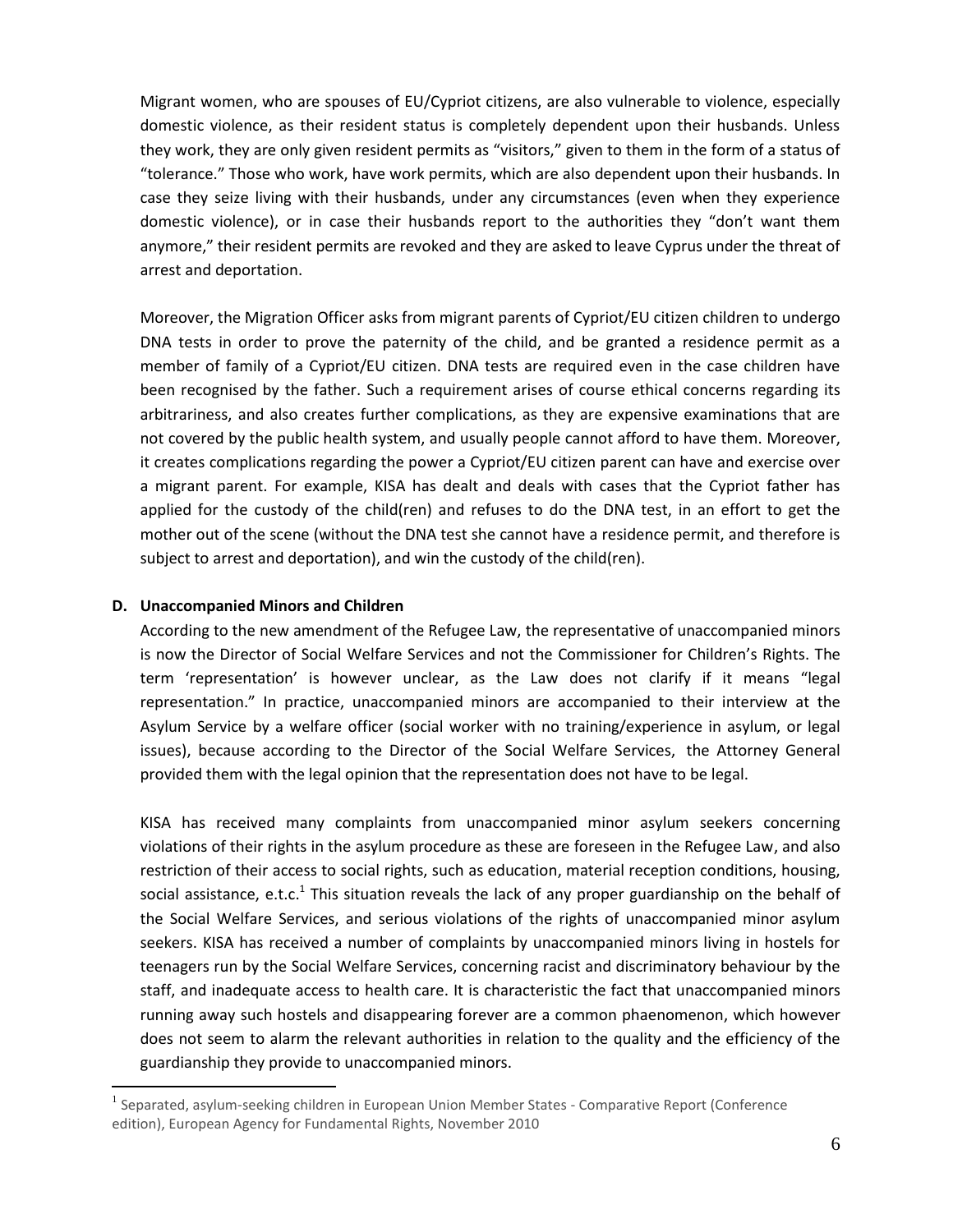Migrant women, who are spouses of EU/Cypriot citizens, are also vulnerable to violence, especially domestic violence, as their resident status is completely dependent upon their husbands. Unless they work, they are only given resident permits as "visitors," given to them in the form of a status of "tolerance." Those who work, have work permits, which are also dependent upon their husbands. In case they seize living with their husbands, under any circumstances (even when they experience domestic violence), or in case their husbands report to the authorities they "don't want them anymore," their resident permits are revoked and they are asked to leave Cyprus under the threat of arrest and deportation.

Moreover, the Migration Officer asks from migrant parents of Cypriot/EU citizen children to undergo DNA tests in order to prove the paternity of the child, and be granted a residence permit as a member of family of a Cypriot/EU citizen. DNA tests are required even in the case children have been recognised by the father. Such a requirement arises of course ethical concerns regarding its arbitrariness, and also creates further complications, as they are expensive examinations that are not covered by the public health system, and usually people cannot afford to have them. Moreover, it creates complications regarding the power a Cypriot/EU citizen parent can have and exercise over a migrant parent. For example, KISA has dealt and deals with cases that the Cypriot father has applied for the custody of the child(ren) and refuses to do the DNA test, in an effort to get the mother out of the scene (without the DNA test she cannot have a residence permit, and therefore is subject to arrest and deportation), and win the custody of the child(ren).

### D. Unaccompanied Minors and Children

According to the new amendment of the Refugee Law, the representative of unaccompanied minors is now the Director of Social Welfare Services and not the Commissioner for Children's Rights. The term 'representation' is however unclear, as the Law does not clarify if it means "legal representation." In practice, unaccompanied minors are accompanied to their interview at the Asylum Service by a welfare officer (social worker with no training/experience in asylum, or legal issues), because according to the Director of the Social Welfare Services, the Attorney General provided them with the legal opinion that the representation does not have to be legal.

KISA has received many complaints from unaccompanied minor asylum seekers concerning violations of their rights in the asylum procedure as these are foreseen in the Refugee Law, and also restriction of their access to social rights, such as education, material reception conditions, housing, social assistance, e.t.c.[1] This situation reveals the lack of any proper guardianship on the behalf of the Social Welfare Services, and serious violations of the rights of unaccompanied minor asylum seekers. KISA has received a number of complaints by unaccompanied minors living in hostels for teenagers run by the Social Welfare Services, concerning racist and discriminatory behaviour by the staff, and inadequate access to health care. It is characteristic the fact that unaccompanied minors running away such hostels and disappearing forever are a common phaenomenon, which however does not seem to alarm the relevant authorities in relation to the quality and the efficiency of the guardianship they provide to unaccompanied minors.

---

[1] Separated, asylum-seeking children in European Union Member States - Comparative Report (Conference edition), European Agency for Fundamental Rights, November 2010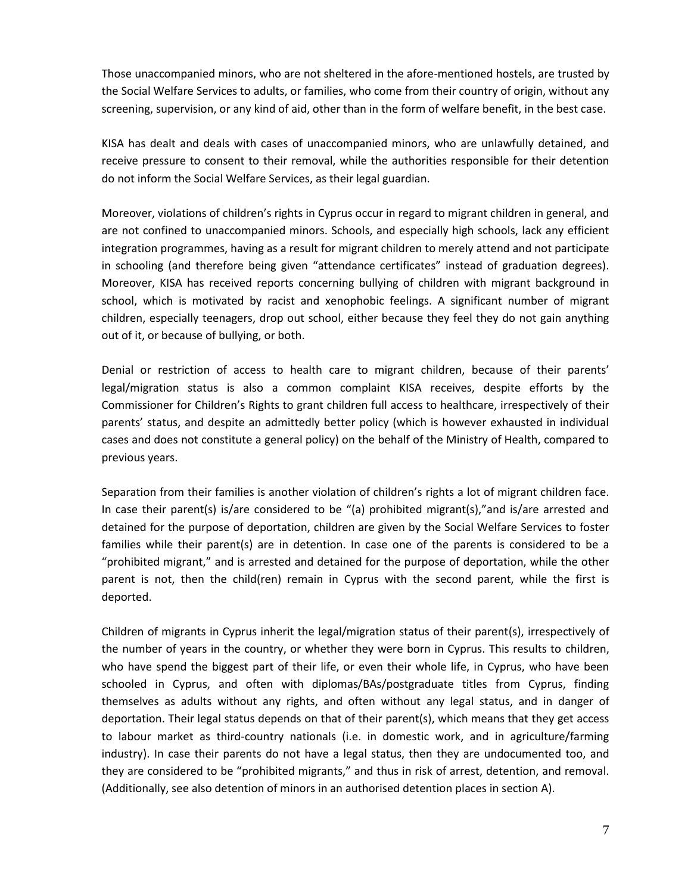Those unaccompanied minors, who are not sheltered in the afore-mentioned hostels, are trusted by the Social Welfare Services to adults, or families, who come from their country of origin, without any screening, supervision, or any kind of aid, other than in the form of welfare benefit, in the best case.

KISA has dealt and deals with cases of unaccompanied minors, who are unlawfully detained, and receive pressure to consent to their removal, while the authorities responsible for their detention do not inform the Social Welfare Services, as their legal guardian.

Moreover, violations of children's rights in Cyprus occur in regard to migrant children in general, and are not confined to unaccompanied minors. Schools, and especially high schools, lack any efficient integration programmes, having as a result for migrant children to merely attend and not participate in schooling (and therefore being given "attendance certificates" instead of graduation degrees). Moreover, KISA has received reports concerning bullying of children with migrant background in school, which is motivated by racist and xenophobic feelings. A significant number of migrant children, especially teenagers, drop out school, either because they feel they do not gain anything out of it, or because of bullying, or both.

Denial or restriction of access to health care to migrant children, because of their parents' legal/migration status is also a common complaint KISA receives, despite efforts by the Commissioner for Children's Rights to grant children full access to healthcare, irrespectively of their parents' status, and despite an admittedly better policy (which is however exhausted in individual cases and does not constitute a general policy) on the behalf of the Ministry of Health, compared to previous years.

Separation from their families is another violation of children's rights a lot of migrant children face. In case their parent(s) is/are considered to be "(a) prohibited migrant(s),"and is/are arrested and detained for the purpose of deportation, children are given by the Social Welfare Services to foster families while their parent(s) are in detention. In case one of the parents is considered to be a "prohibited migrant," and is arrested and detained for the purpose of deportation, while the other parent is not, then the child(ren) remain in Cyprus with the second parent, while the first is deported.

Children of migrants in Cyprus inherit the legal/migration status of their parent(s), irrespectively of the number of years in the country, or whether they were born in Cyprus. This results to children, who have spend the biggest part of their life, or even their whole life, in Cyprus, who have been schooled in Cyprus, and often with diplomas/BAs/postgraduate titles from Cyprus, finding themselves as adults without any rights, and often without any legal status, and in danger of deportation. Their legal status depends on that of their parent(s), which means that they get access to labour market as third-country nationals (i.e. in domestic work, and in agriculture/farming industry). In case their parents do not have a legal status, then they are undocumented too, and they are considered to be "prohibited migrants," and thus in risk of arrest, detention, and removal. (Additionally, see also detention of minors in an authorised detention places in section A).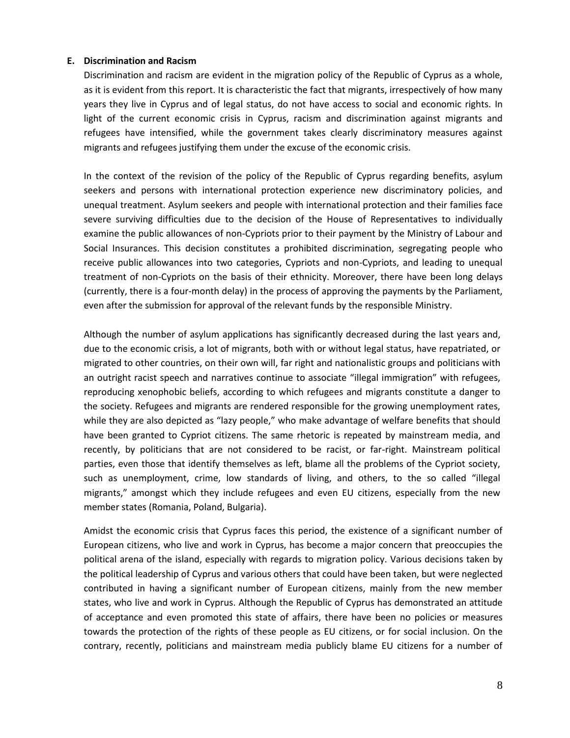**E. Discrimination and Racism**

Discrimination and racism are evident in the migration policy of the Republic of Cyprus as a whole, as it is evident from this report. It is characteristic the fact that migrants, irrespectively of how many years they live in Cyprus and of legal status, do not have access to social and economic rights. In light of the current economic crisis in Cyprus, racism and discrimination against migrants and refugees have intensified, while the government takes clearly discriminatory measures against migrants and refugees justifying them under the excuse of the economic crisis.

In the context of the revision of the policy of the Republic of Cyprus regarding benefits, asylum seekers and persons with international protection experience new discriminatory policies, and unequal treatment. Asylum seekers and people with international protection and their families face severe surviving difficulties due to the decision of the House of Representatives to individually examine the public allowances of non-Cypriots prior to their payment by the Ministry of Labour and Social Insurances. This decision constitutes a prohibited discrimination, segregating people who receive public allowances into two categories, Cypriots and non-Cypriots, and leading to unequal treatment of non-Cypriots on the basis of their ethnicity. Moreover, there have been long delays (currently, there is a four-month delay) in the process of approving the payments by the Parliament, even after the submission for approval of the relevant funds by the responsible Ministry.

Although the number of asylum applications has significantly decreased during the last years and, due to the economic crisis, a lot of migrants, both with or without legal status, have repatriated, or migrated to other countries, on their own will, far right and nationalistic groups and politicians with an outright racist speech and narratives continue to associate "illegal immigration" with refugees, reproducing xenophobic beliefs, according to which refugees and migrants constitute a danger to the society. Refugees and migrants are rendered responsible for the growing unemployment rates, while they are also depicted as "lazy people," who make advantage of welfare benefits that should have been granted to Cypriot citizens. The same rhetoric is repeated by mainstream media, and recently, by politicians that are not considered to be racist, or far-right. Mainstream political parties, even those that identify themselves as left, blame all the problems of the Cypriot society, such as unemployment, crime, low standards of living, and others, to the so called "illegal migrants," amongst which they include refugees and even EU citizens, especially from the new member states (Romania, Poland, Bulgaria).

Amidst the economic crisis that Cyprus faces this period, the existence of a significant number of European citizens, who live and work in Cyprus, has become a major concern that preoccupies the political arena of the island, especially with regards to migration policy. Various decisions taken by the political leadership of Cyprus and various others that could have been taken, but were neglected contributed in having a significant number of European citizens, mainly from the new member states, who live and work in Cyprus. Although the Republic of Cyprus has demonstrated an attitude of acceptance and even promoted this state of affairs, there have been no policies or measures towards the protection of the rights of these people as EU citizens, or for social inclusion. On the contrary, recently, politicians and mainstream media publicly blame EU citizens for a number of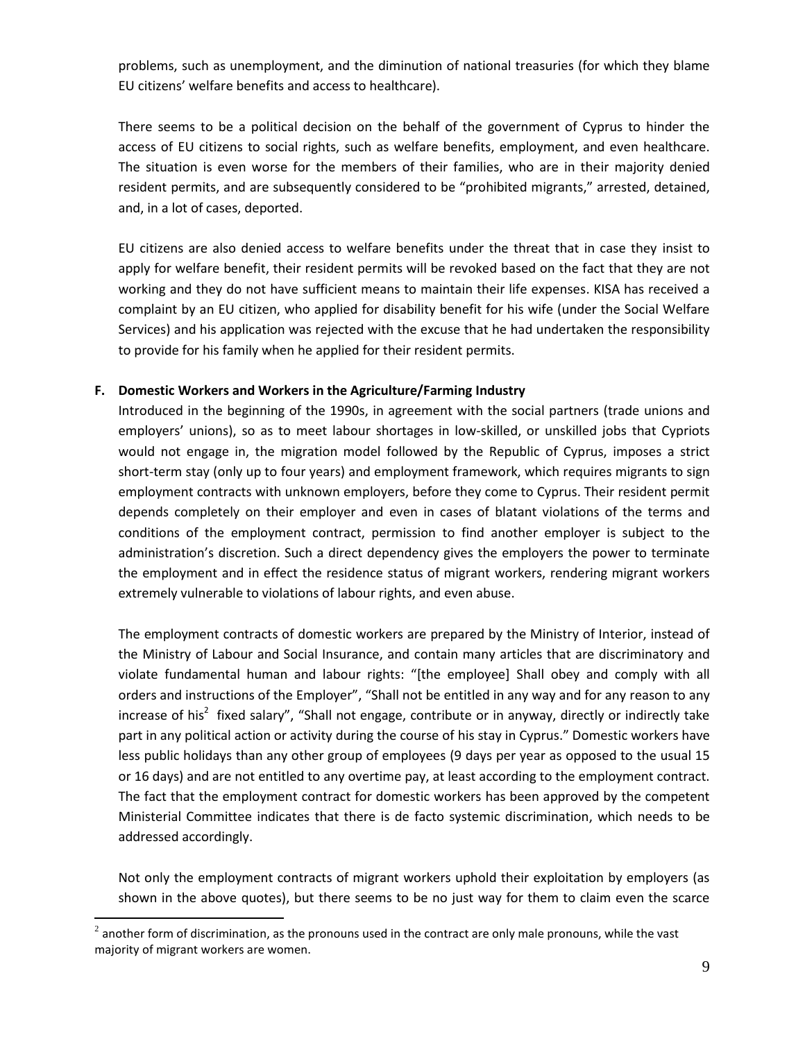problems, such as unemployment, and the diminution of national treasuries (for which they blame EU citizens' welfare benefits and access to healthcare).

There seems to be a political decision on the behalf of the government of Cyprus to hinder the access of EU citizens to social rights, such as welfare benefits, employment, and even healthcare. The situation is even worse for the members of their families, who are in their majority denied resident permits, and are subsequently considered to be "prohibited migrants," arrested, detained, and, in a lot of cases, deported.

EU citizens are also denied access to welfare benefits under the threat that in case they insist to apply for welfare benefit, their resident permits will be revoked based on the fact that they are not working and they do not have sufficient means to maintain their life expenses. KISA has received a complaint by an EU citizen, who applied for disability benefit for his wife (under the Social Welfare Services) and his application was rejected with the excuse that he had undertaken the responsibility to provide for his family when he applied for their resident permits.

**F. Domestic Workers and Workers in the Agriculture/Farming Industry**

Introduced in the beginning of the 1990s, in agreement with the social partners (trade unions and employers' unions), so as to meet labour shortages in low-skilled, or unskilled jobs that Cypriots would not engage in, the migration model followed by the Republic of Cyprus, imposes a strict short-term stay (only up to four years) and employment framework, which requires migrants to sign employment contracts with unknown employers, before they come to Cyprus. Their resident permit depends completely on their employer and even in cases of blatant violations of the terms and conditions of the employment contract, permission to find another employer is subject to the administration's discretion. Such a direct dependency gives the employers the power to terminate the employment and in effect the residence status of migrant workers, rendering migrant workers extremely vulnerable to violations of labour rights, and even abuse.

The employment contracts of domestic workers are prepared by the Ministry of Interior, instead of the Ministry of Labour and Social Insurance, and contain many articles that are discriminatory and violate fundamental human and labour rights: "[the employee] Shall obey and comply with all orders and instructions of the Employer", "Shall not be entitled in any way and for any reason to any increase of his[2] fixed salary", "Shall not engage, contribute or in anyway, directly or indirectly take part in any political action or activity during the course of his stay in Cyprus." Domestic workers have less public holidays than any other group of employees (9 days per year as opposed to the usual 15 or 16 days) and are not entitled to any overtime pay, at least according to the employment contract. The fact that the employment contract for domestic workers has been approved by the competent Ministerial Committee indicates that there is de facto systemic discrimination, which needs to be addressed accordingly.

Not only the employment contracts of migrant workers uphold their exploitation by employers (as shown in the above quotes), but there seems to be no just way for them to claim even the scarce

---

[2] another form of discrimination, as the pronouns used in the contract are only male pronouns, while the vast majority of migrant workers are women.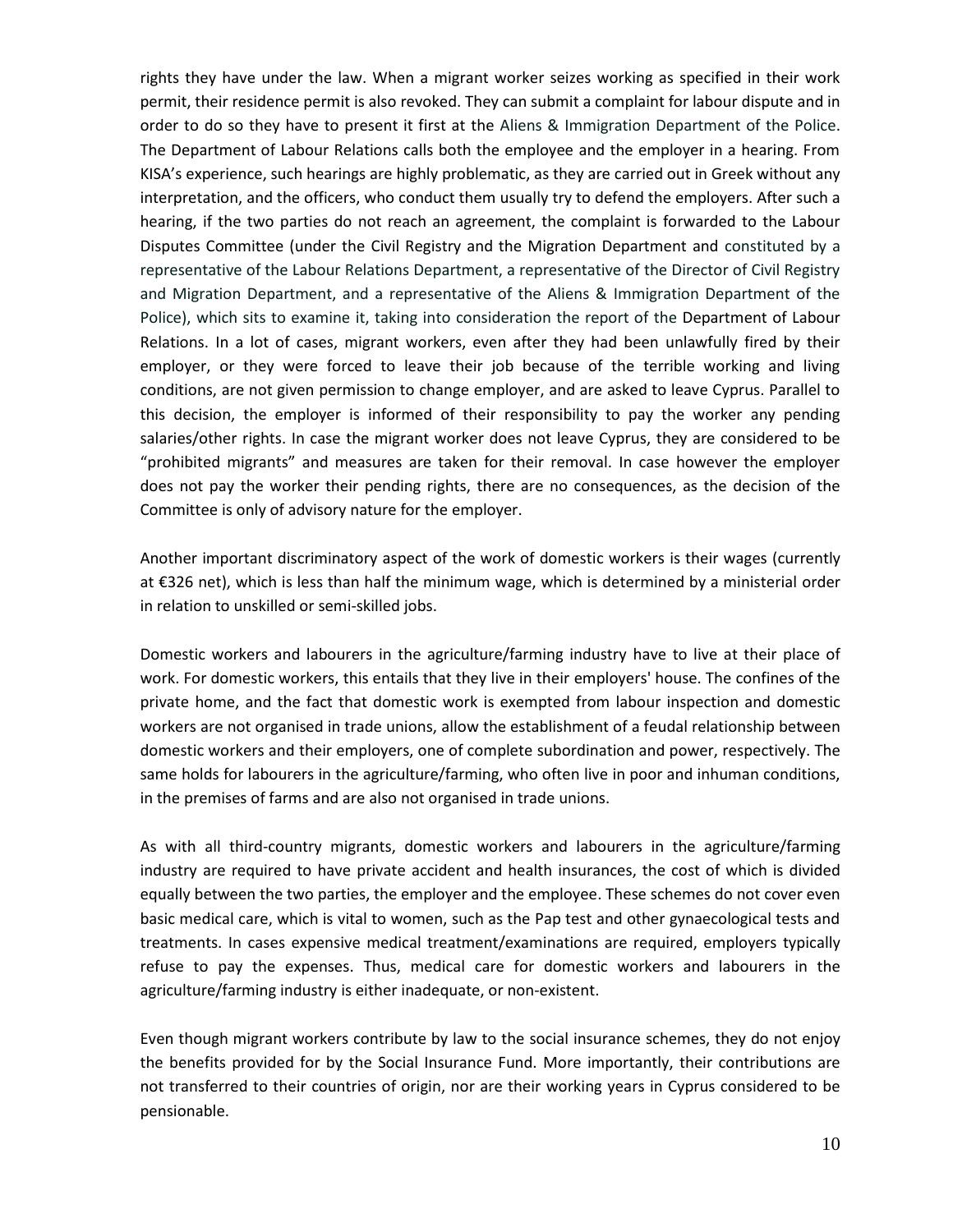rights they have under the law. When a migrant worker seizes working as specified in their work permit, their residence permit is also revoked. They can submit a complaint for labour dispute and in order to do so they have to present it first at the Aliens & Immigration Department of the Police. The Department of Labour Relations calls both the employee and the employer in a hearing. From KISA's experience, such hearings are highly problematic, as they are carried out in Greek without any interpretation, and the officers, who conduct them usually try to defend the employers. After such a hearing, if the two parties do not reach an agreement, the complaint is forwarded to the Labour Disputes Committee (under the Civil Registry and the Migration Department and constituted by a representative of the Labour Relations Department, a representative of the Director of Civil Registry and Migration Department, and a representative of the Aliens & Immigration Department of the Police), which sits to examine it, taking into consideration the report of the Department of Labour Relations. In a lot of cases, migrant workers, even after they had been unlawfully fired by their employer, or they were forced to leave their job because of the terrible working and living conditions, are not given permission to change employer, and are asked to leave Cyprus. Parallel to this decision, the employer is informed of their responsibility to pay the worker any pending salaries/other rights. In case the migrant worker does not leave Cyprus, they are considered to be "prohibited migrants" and measures are taken for their removal. In case however the employer does not pay the worker their pending rights, there are no consequences, as the decision of the Committee is only of advisory nature for the employer.

Another important discriminatory aspect of the work of domestic workers is their wages (currently at €326 net), which is less than half the minimum wage, which is determined by a ministerial order in relation to unskilled or semi-skilled jobs.

Domestic workers and labourers in the agriculture/farming industry have to live at their place of work. For domestic workers, this entails that they live in their employers' house. The confines of the private home, and the fact that domestic work is exempted from labour inspection and domestic workers are not organised in trade unions, allow the establishment of a feudal relationship between domestic workers and their employers, one of complete subordination and power, respectively. The same holds for labourers in the agriculture/farming, who often live in poor and inhuman conditions, in the premises of farms and are also not organised in trade unions.

As with all third-country migrants, domestic workers and labourers in the agriculture/farming industry are required to have private accident and health insurances, the cost of which is divided equally between the two parties, the employer and the employee. These schemes do not cover even basic medical care, which is vital to women, such as the Pap test and other gynaecological tests and treatments. In cases expensive medical treatment/examinations are required, employers typically refuse to pay the expenses. Thus, medical care for domestic workers and labourers in the agriculture/farming industry is either inadequate, or non-existent.

Even though migrant workers contribute by law to the social insurance schemes, they do not enjoy the benefits provided for by the Social Insurance Fund. More importantly, their contributions are not transferred to their countries of origin, nor are their working years in Cyprus considered to be pensionable.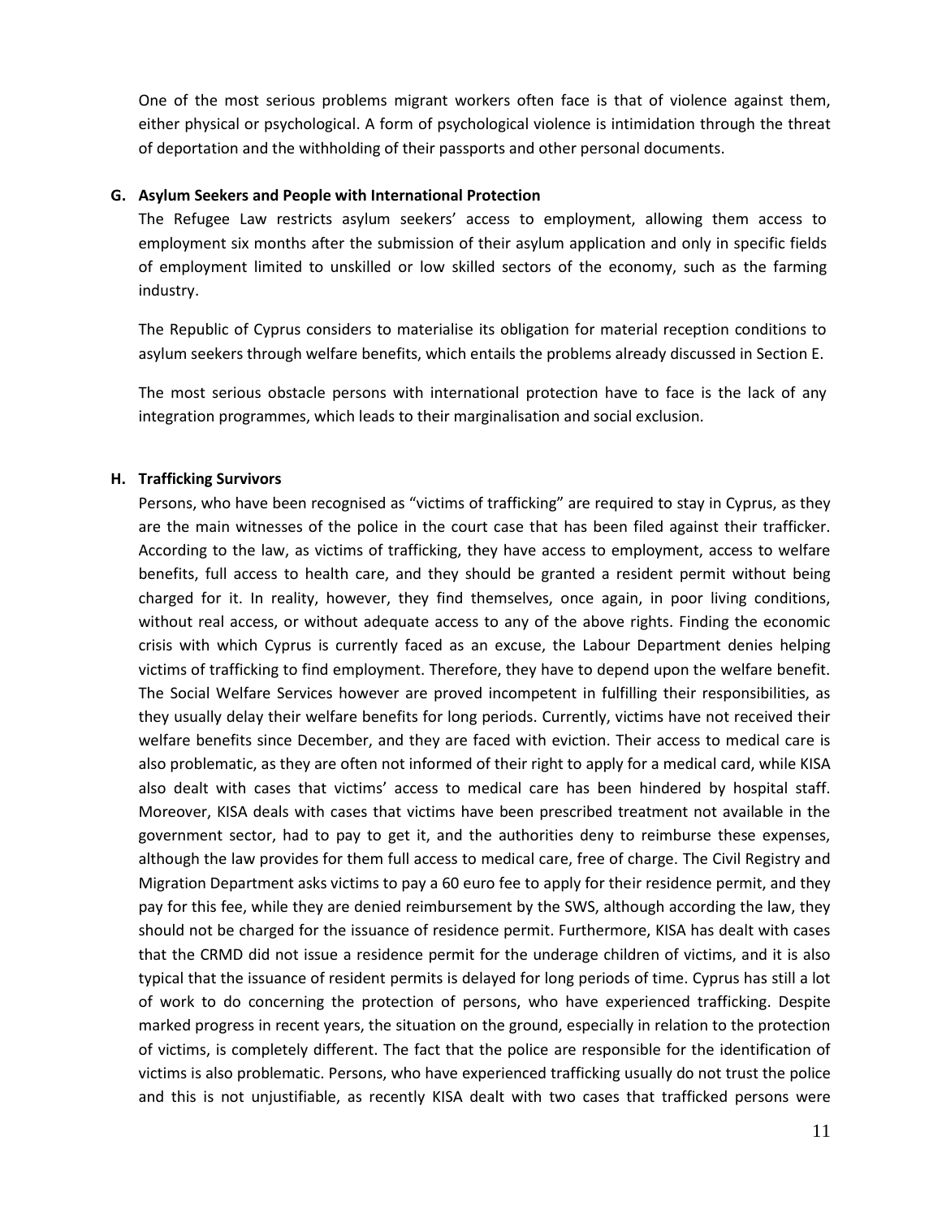One of the most serious problems migrant workers often face is that of violence against them, either physical or psychological. A form of psychological violence is intimidation through the threat of deportation and the withholding of their passports and other personal documents.

### G. Asylum Seekers and People with International Protection

The Refugee Law restricts asylum seekers' access to employment, allowing them access to employment six months after the submission of their asylum application and only in specific fields of employment limited to unskilled or low skilled sectors of the economy, such as the farming industry.

The Republic of Cyprus considers to materialise its obligation for material reception conditions to asylum seekers through welfare benefits, which entails the problems already discussed in Section E.

The most serious obstacle persons with international protection have to face is the lack of any integration programmes, which leads to their marginalisation and social exclusion.

### H. Trafficking Survivors

Persons, who have been recognised as "victims of trafficking" are required to stay in Cyprus, as they are the main witnesses of the police in the court case that has been filed against their trafficker. According to the law, as victims of trafficking, they have access to employment, access to welfare benefits, full access to health care, and they should be granted a resident permit without being charged for it. In reality, however, they find themselves, once again, in poor living conditions, without real access, or without adequate access to any of the above rights. Finding the economic crisis with which Cyprus is currently faced as an excuse, the Labour Department denies helping victims of trafficking to find employment. Therefore, they have to depend upon the welfare benefit. The Social Welfare Services however are proved incompetent in fulfilling their responsibilities, as they usually delay their welfare benefits for long periods. Currently, victims have not received their welfare benefits since December, and they are faced with eviction. Their access to medical care is also problematic, as they are often not informed of their right to apply for a medical card, while KISA also dealt with cases that victims' access to medical care has been hindered by hospital staff. Moreover, KISA deals with cases that victims have been prescribed treatment not available in the government sector, had to pay to get it, and the authorities deny to reimburse these expenses, although the law provides for them full access to medical care, free of charge. The Civil Registry and Migration Department asks victims to pay a 60 euro fee to apply for their residence permit, and they pay for this fee, while they are denied reimbursement by the SWS, although according the law, they should not be charged for the issuance of residence permit. Furthermore, KISA has dealt with cases that the CRMD did not issue a residence permit for the underage children of victims, and it is also typical that the issuance of resident permits is delayed for long periods of time. Cyprus has still a lot of work to do concerning the protection of persons, who have experienced trafficking. Despite marked progress in recent years, the situation on the ground, especially in relation to the protection of victims, is completely different. The fact that the police are responsible for the identification of victims is also problematic. Persons, who have experienced trafficking usually do not trust the police and this is not unjustifiable, as recently KISA dealt with two cases that trafficked persons were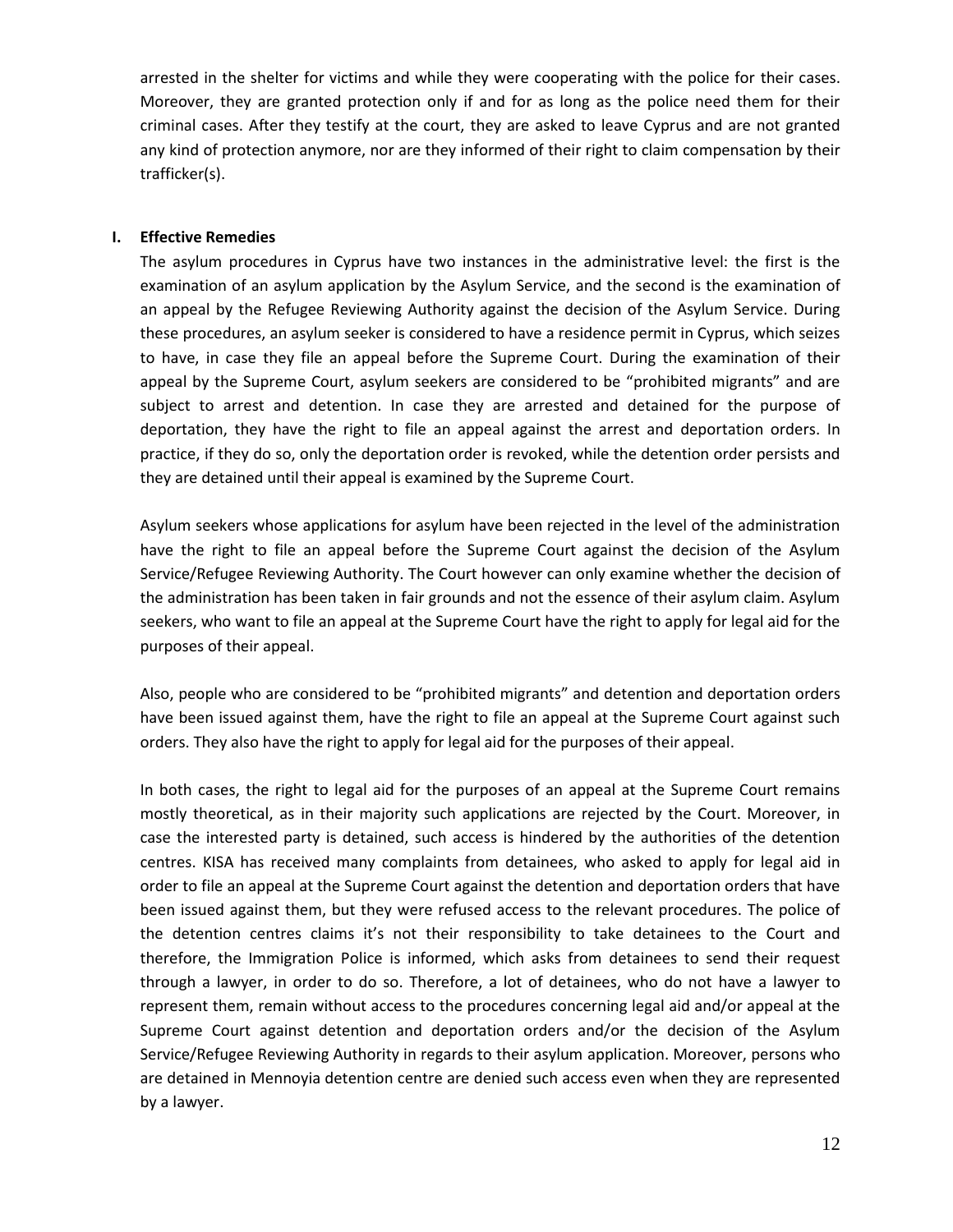arrested in the shelter for victims and while they were cooperating with the police for their cases. Moreover, they are granted protection only if and for as long as the police need them for their criminal cases. After they testify at the court, they are asked to leave Cyprus and are not granted any kind of protection anymore, nor are they informed of their right to claim compensation by their trafficker(s).

**I. Effective Remedies**

The asylum procedures in Cyprus have two instances in the administrative level: the first is the examination of an asylum application by the Asylum Service, and the second is the examination of an appeal by the Refugee Reviewing Authority against the decision of the Asylum Service. During these procedures, an asylum seeker is considered to have a residence permit in Cyprus, which seizes to have, in case they file an appeal before the Supreme Court. During the examination of their appeal by the Supreme Court, asylum seekers are considered to be "prohibited migrants" and are subject to arrest and detention. In case they are arrested and detained for the purpose of deportation, they have the right to file an appeal against the arrest and deportation orders. In practice, if they do so, only the deportation order is revoked, while the detention order persists and they are detained until their appeal is examined by the Supreme Court.

Asylum seekers whose applications for asylum have been rejected in the level of the administration have the right to file an appeal before the Supreme Court against the decision of the Asylum Service/Refugee Reviewing Authority. The Court however can only examine whether the decision of the administration has been taken in fair grounds and not the essence of their asylum claim. Asylum seekers, who want to file an appeal at the Supreme Court have the right to apply for legal aid for the purposes of their appeal.

Also, people who are considered to be "prohibited migrants" and detention and deportation orders have been issued against them, have the right to file an appeal at the Supreme Court against such orders. They also have the right to apply for legal aid for the purposes of their appeal.

In both cases, the right to legal aid for the purposes of an appeal at the Supreme Court remains mostly theoretical, as in their majority such applications are rejected by the Court. Moreover, in case the interested party is detained, such access is hindered by the authorities of the detention centres. KISA has received many complaints from detainees, who asked to apply for legal aid in order to file an appeal at the Supreme Court against the detention and deportation orders that have been issued against them, but they were refused access to the relevant procedures. The police of the detention centres claims it's not their responsibility to take detainees to the Court and therefore, the Immigration Police is informed, which asks from detainees to send their request through a lawyer, in order to do so. Therefore, a lot of detainees, who do not have a lawyer to represent them, remain without access to the procedures concerning legal aid and/or appeal at the Supreme Court against detention and deportation orders and/or the decision of the Asylum Service/Refugee Reviewing Authority in regards to their asylum application. Moreover, persons who are detained in Mennoyia detention centre are denied such access even when they are represented by a lawyer.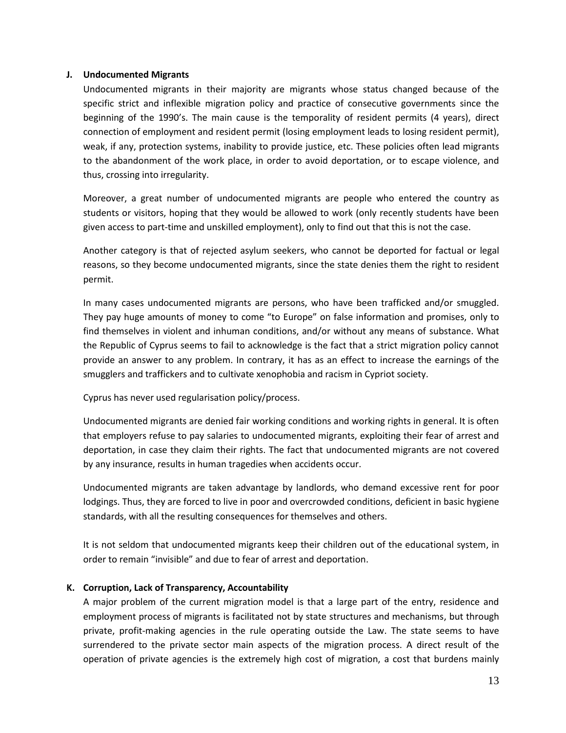### J. Undocumented Migrants

Undocumented migrants in their majority are migrants whose status changed because of the specific strict and inflexible migration policy and practice of consecutive governments since the beginning of the 1990's. The main cause is the temporality of resident permits (4 years), direct connection of employment and resident permit (losing employment leads to losing resident permit), weak, if any, protection systems, inability to provide justice, etc. These policies often lead migrants to the abandonment of the work place, in order to avoid deportation, or to escape violence, and thus, crossing into irregularity.

Moreover, a great number of undocumented migrants are people who entered the country as students or visitors, hoping that they would be allowed to work (only recently students have been given access to part-time and unskilled employment), only to find out that this is not the case.

Another category is that of rejected asylum seekers, who cannot be deported for factual or legal reasons, so they become undocumented migrants, since the state denies them the right to resident permit.

In many cases undocumented migrants are persons, who have been trafficked and/or smuggled. They pay huge amounts of money to come "to Europe" on false information and promises, only to find themselves in violent and inhuman conditions, and/or without any means of substance. What the Republic of Cyprus seems to fail to acknowledge is the fact that a strict migration policy cannot provide an answer to any problem. In contrary, it has as an effect to increase the earnings of the smugglers and traffickers and to cultivate xenophobia and racism in Cypriot society.

Cyprus has never used regularisation policy/process.

Undocumented migrants are denied fair working conditions and working rights in general. It is often that employers refuse to pay salaries to undocumented migrants, exploiting their fear of arrest and deportation, in case they claim their rights. The fact that undocumented migrants are not covered by any insurance, results in human tragedies when accidents occur.

Undocumented migrants are taken advantage by landlords, who demand excessive rent for poor lodgings. Thus, they are forced to live in poor and overcrowded conditions, deficient in basic hygiene standards, with all the resulting consequences for themselves and others.

It is not seldom that undocumented migrants keep their children out of the educational system, in order to remain "invisible" and due to fear of arrest and deportation.

### K. Corruption, Lack of Transparency, Accountability

A major problem of the current migration model is that a large part of the entry, residence and employment process of migrants is facilitated not by state structures and mechanisms, but through private, profit-making agencies in the rule operating outside the Law. The state seems to have surrendered to the private sector main aspects of the migration process. A direct result of the operation of private agencies is the extremely high cost of migration, a cost that burdens mainly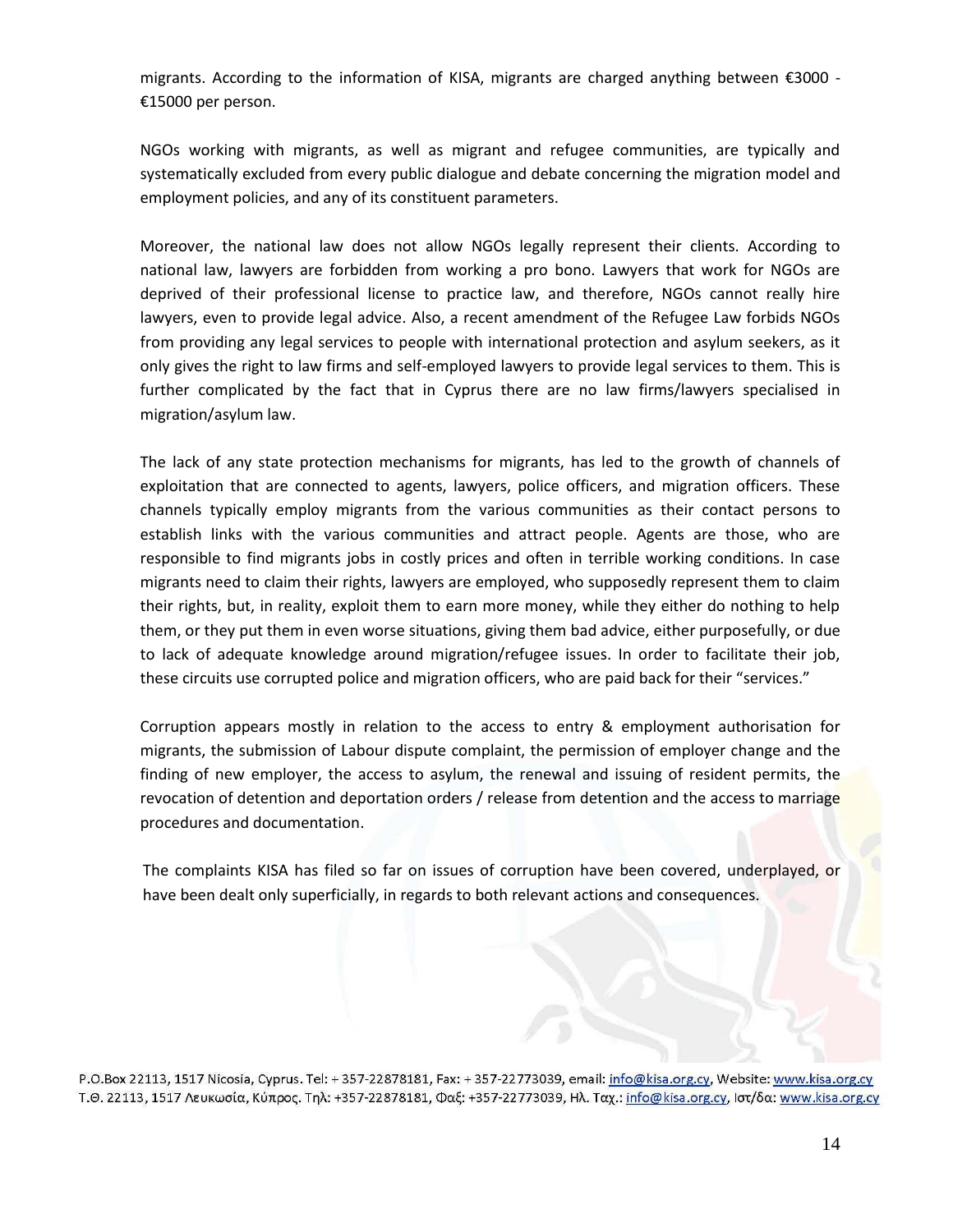migrants. According to the information of KISA, migrants are charged anything between €3000 - €15000 per person.

NGOs working with migrants, as well as migrant and refugee communities, are typically and systematically excluded from every public dialogue and debate concerning the migration model and employment policies, and any of its constituent parameters.

Moreover, the national law does not allow NGOs legally represent their clients. According to national law, lawyers are forbidden from working a pro bono. Lawyers that work for NGOs are deprived of their professional license to practice law, and therefore, NGOs cannot really hire lawyers, even to provide legal advice. Also, a recent amendment of the Refugee Law forbids NGOs from providing any legal services to people with international protection and asylum seekers, as it only gives the right to law firms and self-employed lawyers to provide legal services to them. This is further complicated by the fact that in Cyprus there are no law firms/lawyers specialised in migration/asylum law.

The lack of any state protection mechanisms for migrants, has led to the growth of channels of exploitation that are connected to agents, lawyers, police officers, and migration officers. These channels typically employ migrants from the various communities as their contact persons to establish links with the various communities and attract people. Agents are those, who are responsible to find migrants jobs in costly prices and often in terrible working conditions. In case migrants need to claim their rights, lawyers are employed, who supposedly represent them to claim their rights, but, in reality, exploit them to earn more money, while they either do nothing to help them, or they put them in even worse situations, giving them bad advice, either purposefully, or due to lack of adequate knowledge around migration/refugee issues. In order to facilitate their job, these circuits use corrupted police and migration officers, who are paid back for their "services."

Corruption appears mostly in relation to the access to entry & employment authorisation for migrants, the submission of Labour dispute complaint, the permission of employer change and the finding of new employer, the access to asylum, the renewal and issuing of resident permits, the revocation of detention and deportation orders / release from detention and the access to marriage procedures and documentation.

The complaints KISA has filed so far on issues of corruption have been covered, underplayed, or have been dealt only superficially, in regards to both relevant actions and consequences.